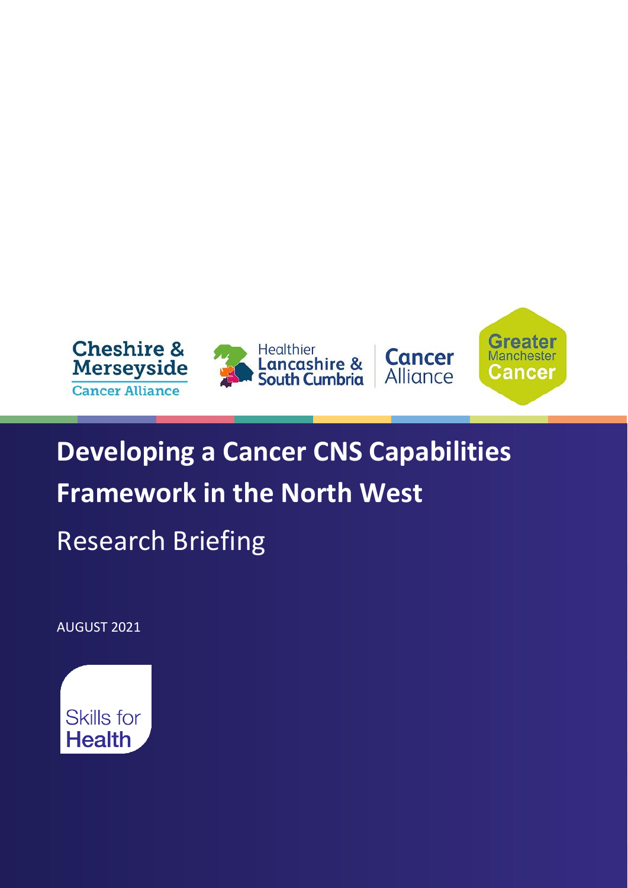Cheshire & Merseyside Cancer Alliance

Healthier Lancashire & South Cumbria Cancer Alliance

Greater Manchester Cancer

# Developing a Cancer CNS Capabilities Framework in the North West

## Research Briefing

AUGUST 2021

Skills for Health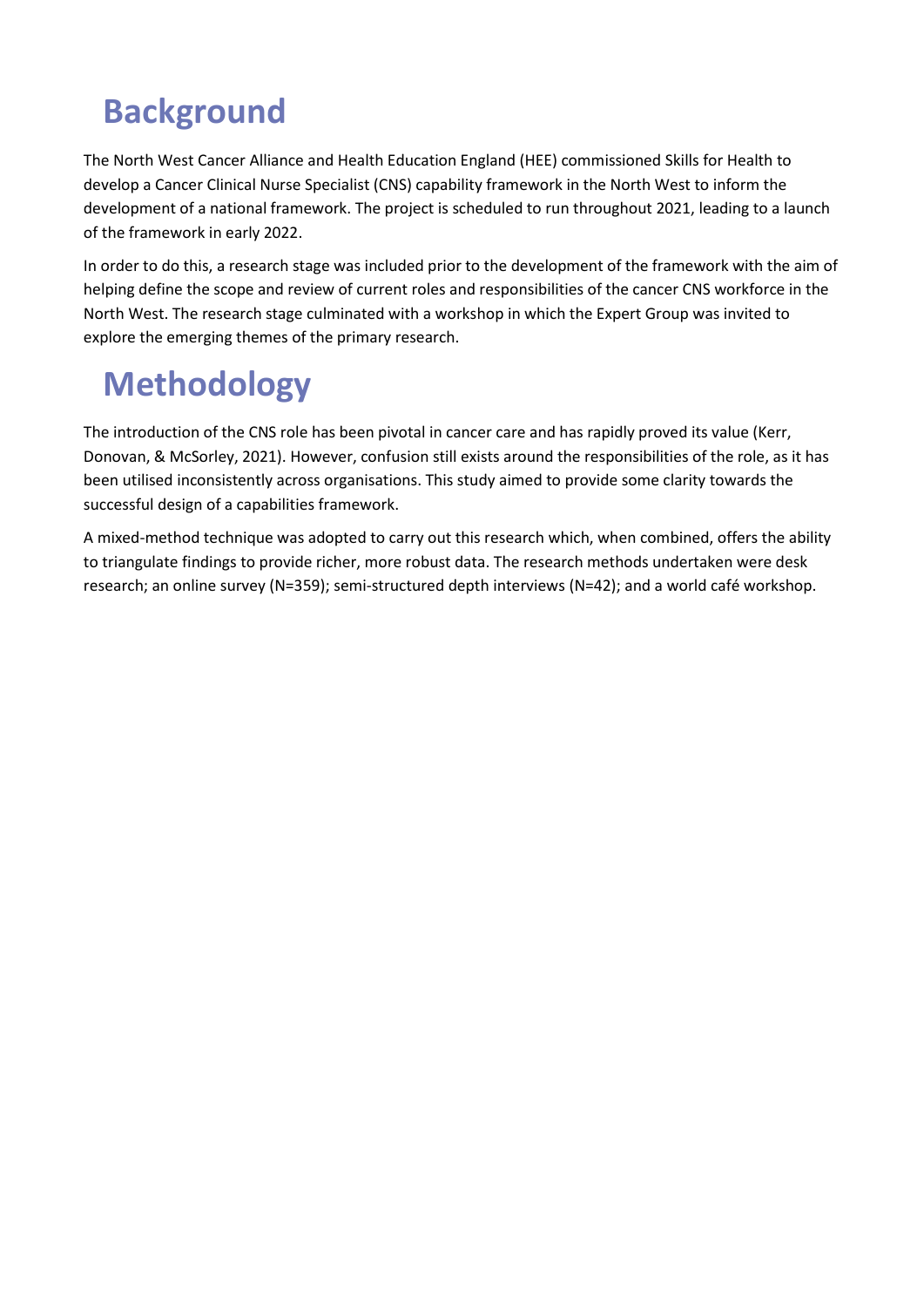# Background

The North West Cancer Alliance and Health Education England (HEE) commissioned Skills for Health to develop a Cancer Clinical Nurse Specialist (CNS) capability framework in the North West to inform the development of a national framework. The project is scheduled to run throughout 2021, leading to a launch of the framework in early 2022.

In order to do this, a research stage was included prior to the development of the framework with the aim of helping define the scope and review of current roles and responsibilities of the cancer CNS workforce in the North West. The research stage culminated with a workshop in which the Expert Group was invited to explore the emerging themes of the primary research.

# Methodology

The introduction of the CNS role has been pivotal in cancer care and has rapidly proved its value (Kerr, Donovan, & McSorley, 2021). However, confusion still exists around the responsibilities of the role, as it has been utilised inconsistently across organisations. This study aimed to provide some clarity towards the successful design of a capabilities framework.

A mixed-method technique was adopted to carry out this research which, when combined, offers the ability to triangulate findings to provide richer, more robust data. The research methods undertaken were desk research; an online survey (N=359); semi-structured depth interviews (N=42); and a world café workshop.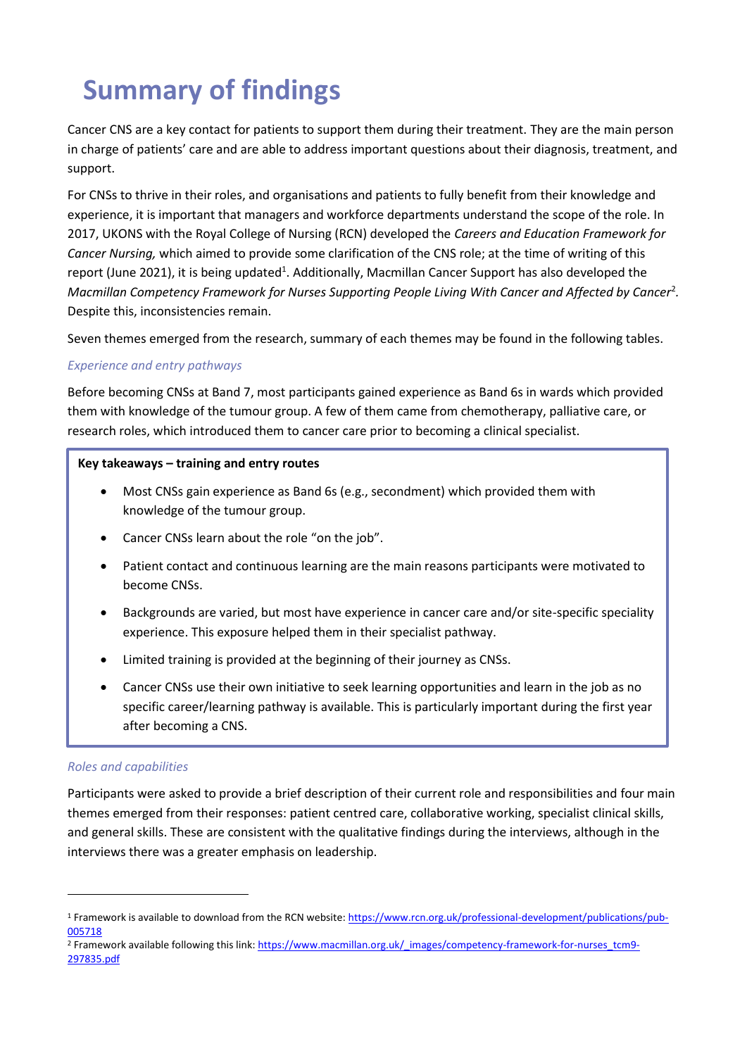# Summary of findings

Cancer CNS are a key contact for patients to support them during their treatment. They are the main person in charge of patients' care and are able to address important questions about their diagnosis, treatment, and support.

For CNSs to thrive in their roles, and organisations and patients to fully benefit from their knowledge and experience, it is important that managers and workforce departments understand the scope of the role. In 2017, UKONS with the Royal College of Nursing (RCN) developed the *Careers and Education Framework for Cancer Nursing,* which aimed to provide some clarification of the CNS role; at the time of writing of this report (June 2021), it is being updated[1]. Additionally, Macmillan Cancer Support has also developed the *Macmillan Competency Framework for Nurses Supporting People Living With Cancer and Affected by Cancer*[2]. Despite this, inconsistencies remain.

Seven themes emerged from the research, summary of each themes may be found in the following tables.

### *Experience and entry pathways*

Before becoming CNSs at Band 7, most participants gained experience as Band 6s in wards which provided them with knowledge of the tumour group. A few of them came from chemotherapy, palliative care, or research roles, which introduced them to cancer care prior to becoming a clinical specialist.

**Key takeaways – training and entry routes**

- Most CNSs gain experience as Band 6s (e.g., secondment) which provided them with knowledge of the tumour group.
- Cancer CNSs learn about the role "on the job".
- Patient contact and continuous learning are the main reasons participants were motivated to become CNSs.
- Backgrounds are varied, but most have experience in cancer care and/or site-specific speciality experience. This exposure helped them in their specialist pathway.
- Limited training is provided at the beginning of their journey as CNSs.
- Cancer CNSs use their own initiative to seek learning opportunities and learn in the job as no specific career/learning pathway is available. This is particularly important during the first year after becoming a CNS.

### *Roles and capabilities*

Participants were asked to provide a brief description of their current role and responsibilities and four main themes emerged from their responses: patient centred care, collaborative working, specialist clinical skills, and general skills. These are consistent with the qualitative findings during the interviews, although in the interviews there was a greater emphasis on leadership.

---

[1] Framework is available to download from the RCN website: https://www.rcn.org.uk/professional-development/publications/pub-005718

[2] Framework available following this link: https://www.macmillan.org.uk/_images/competency-framework-for-nurses_tcm9-297835.pdf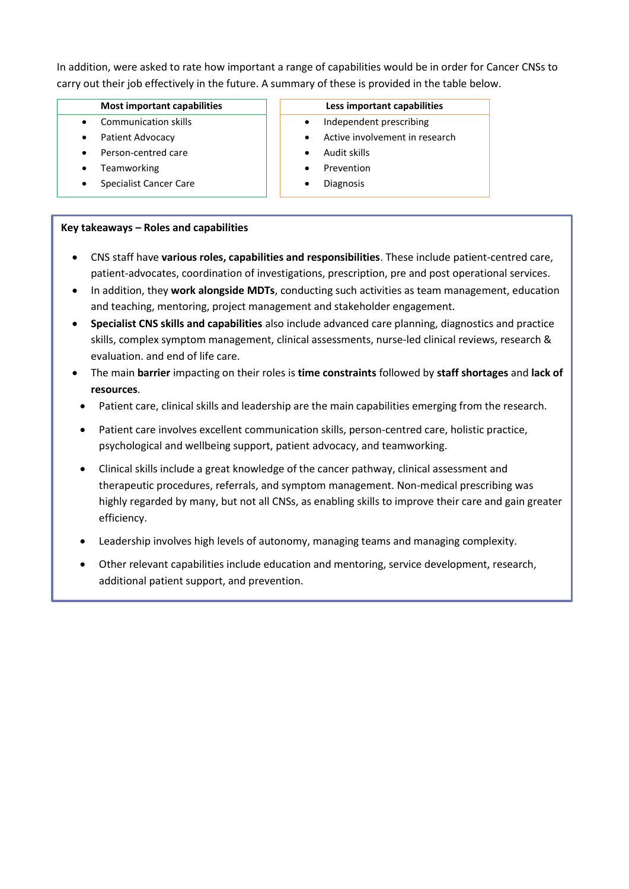In addition, were asked to rate how important a range of capabilities would be in order for Cancer CNSs to carry out their job effectively in the future. A summary of these is provided in the table below.

| Most important capabilities | Less important capabilities |
|---|---|
| • Communication skills | • Independent prescribing |
| • Patient Advocacy | • Active involvement in research |
| • Person-centred care | • Audit skills |
| • Teamworking | • Prevention |
| • Specialist Cancer Care | • Diagnosis |

**Key takeaways – Roles and capabilities**

- CNS staff have **various roles, capabilities and responsibilities**. These include patient-centred care, patient-advocates, coordination of investigations, prescription, pre and post operational services.
- In addition, they **work alongside MDTs**, conducting such activities as team management, education and teaching, mentoring, project management and stakeholder engagement.
- **Specialist CNS skills and capabilities** also include advanced care planning, diagnostics and practice skills, complex symptom management, clinical assessments, nurse-led clinical reviews, research & evaluation. and end of life care.
- The main **barrier** impacting on their roles is **time constraints** followed by **staff shortages** and **lack of resources**.
- Patient care, clinical skills and leadership are the main capabilities emerging from the research.
- Patient care involves excellent communication skills, person-centred care, holistic practice, psychological and wellbeing support, patient advocacy, and teamworking.
- Clinical skills include a great knowledge of the cancer pathway, clinical assessment and therapeutic procedures, referrals, and symptom management. Non-medical prescribing was highly regarded by many, but not all CNSs, as enabling skills to improve their care and gain greater efficiency.
- Leadership involves high levels of autonomy, managing teams and managing complexity.
- Other relevant capabilities include education and mentoring, service development, research, additional patient support, and prevention.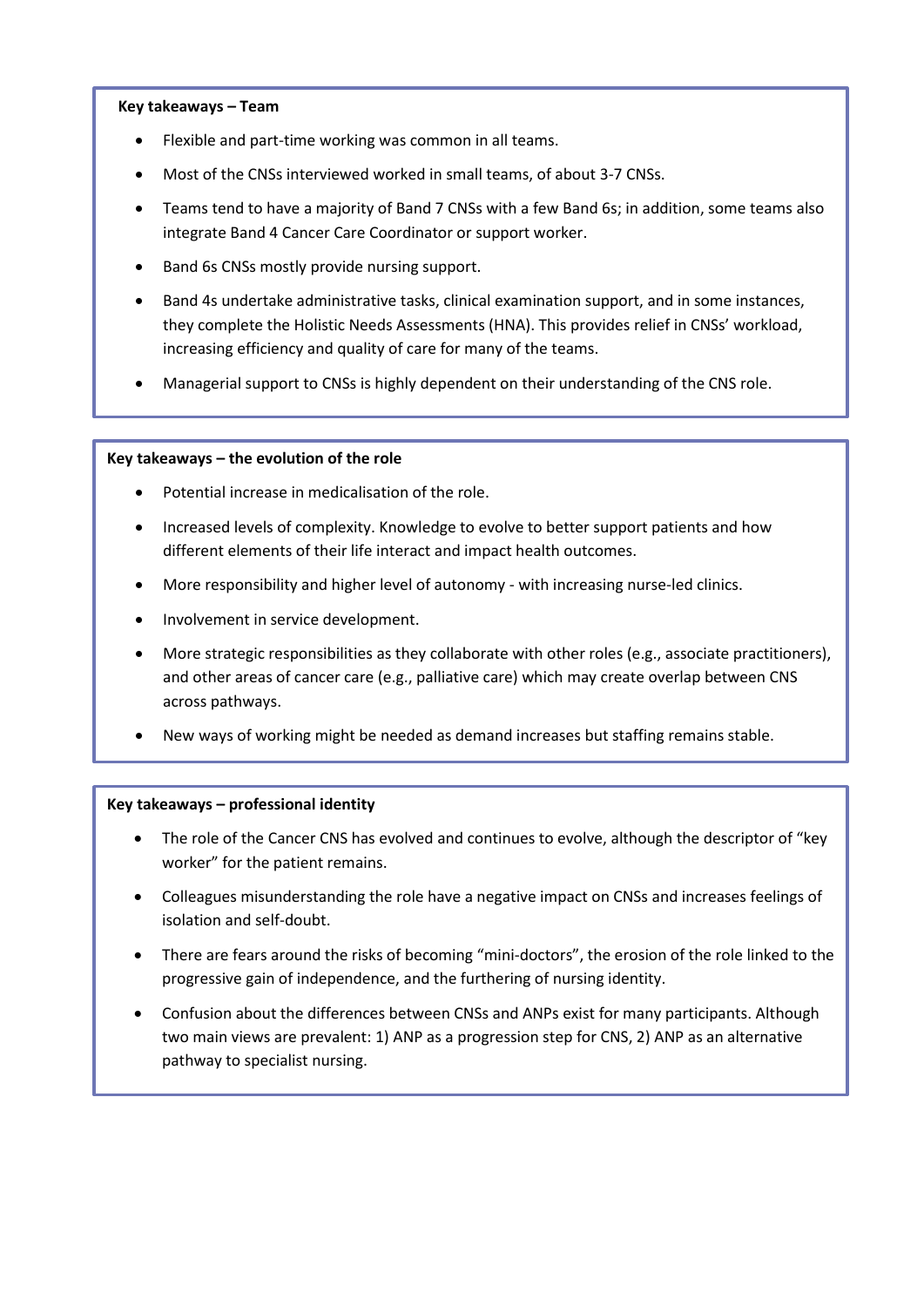**Key takeaways – Team**

- Flexible and part-time working was common in all teams.
- Most of the CNSs interviewed worked in small teams, of about 3-7 CNSs.
- Teams tend to have a majority of Band 7 CNSs with a few Band 6s; in addition, some teams also integrate Band 4 Cancer Care Coordinator or support worker.
- Band 6s CNSs mostly provide nursing support.
- Band 4s undertake administrative tasks, clinical examination support, and in some instances, they complete the Holistic Needs Assessments (HNA). This provides relief in CNSs' workload, increasing efficiency and quality of care for many of the teams.
- Managerial support to CNSs is highly dependent on their understanding of the CNS role.

**Key takeaways – the evolution of the role**

- Potential increase in medicalisation of the role.
- Increased levels of complexity. Knowledge to evolve to better support patients and how different elements of their life interact and impact health outcomes.
- More responsibility and higher level of autonomy - with increasing nurse-led clinics.
- Involvement in service development.
- More strategic responsibilities as they collaborate with other roles (e.g., associate practitioners), and other areas of cancer care (e.g., palliative care) which may create overlap between CNS across pathways.
- New ways of working might be needed as demand increases but staffing remains stable.

**Key takeaways – professional identity**

- The role of the Cancer CNS has evolved and continues to evolve, although the descriptor of "key worker" for the patient remains.
- Colleagues misunderstanding the role have a negative impact on CNSs and increases feelings of isolation and self-doubt.
- There are fears around the risks of becoming "mini-doctors", the erosion of the role linked to the progressive gain of independence, and the furthering of nursing identity.
- Confusion about the differences between CNSs and ANPs exist for many participants. Although two main views are prevalent: 1) ANP as a progression step for CNS, 2) ANP as an alternative pathway to specialist nursing.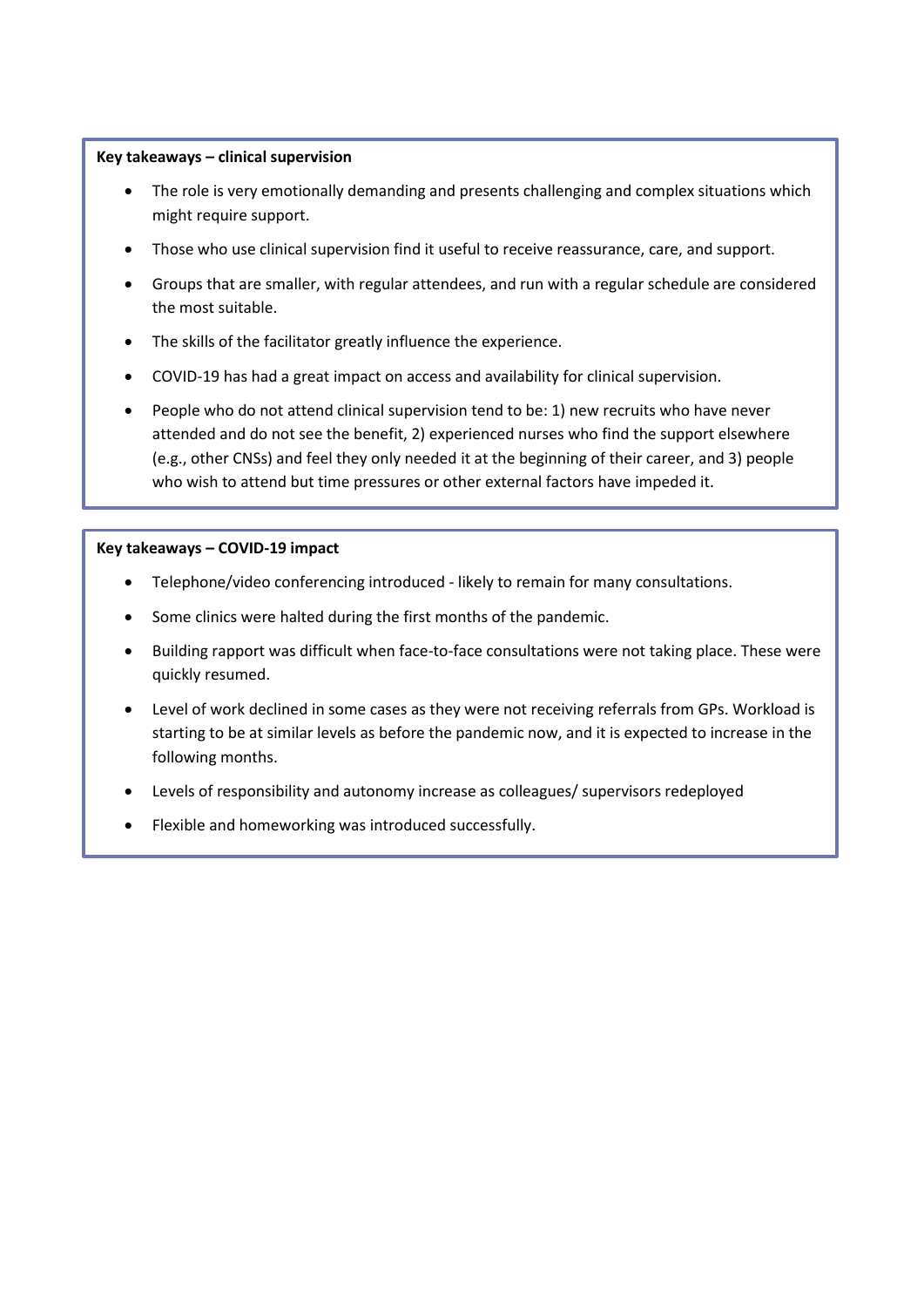**Key takeaways – clinical supervision**

- The role is very emotionally demanding and presents challenging and complex situations which might require support.
- Those who use clinical supervision find it useful to receive reassurance, care, and support.
- Groups that are smaller, with regular attendees, and run with a regular schedule are considered the most suitable.
- The skills of the facilitator greatly influence the experience.
- COVID-19 has had a great impact on access and availability for clinical supervision.
- People who do not attend clinical supervision tend to be: 1) new recruits who have never attended and do not see the benefit, 2) experienced nurses who find the support elsewhere (e.g., other CNSs) and feel they only needed it at the beginning of their career, and 3) people who wish to attend but time pressures or other external factors have impeded it.

**Key takeaways – COVID-19 impact**

- Telephone/video conferencing introduced - likely to remain for many consultations.
- Some clinics were halted during the first months of the pandemic.
- Building rapport was difficult when face-to-face consultations were not taking place. These were quickly resumed.
- Level of work declined in some cases as they were not receiving referrals from GPs. Workload is starting to be at similar levels as before the pandemic now, and it is expected to increase in the following months.
- Levels of responsibility and autonomy increase as colleagues/ supervisors redeployed
- Flexible and homeworking was introduced successfully.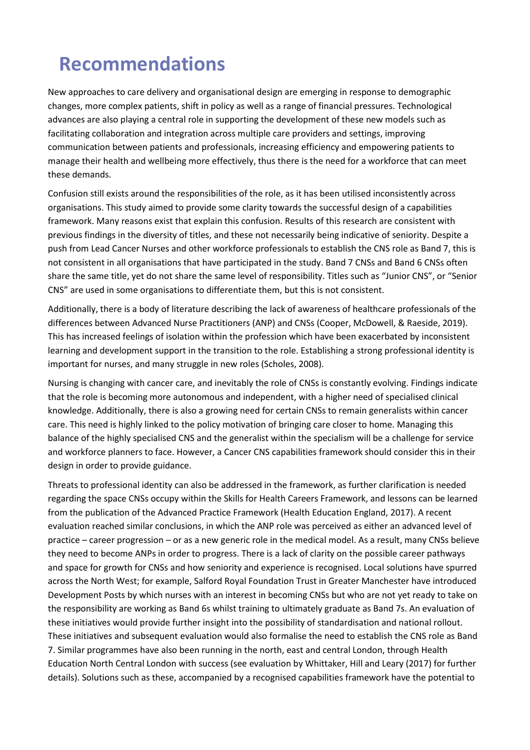# Recommendations

New approaches to care delivery and organisational design are emerging in response to demographic changes, more complex patients, shift in policy as well as a range of financial pressures. Technological advances are also playing a central role in supporting the development of these new models such as facilitating collaboration and integration across multiple care providers and settings, improving communication between patients and professionals, increasing efficiency and empowering patients to manage their health and wellbeing more effectively, thus there is the need for a workforce that can meet these demands.

Confusion still exists around the responsibilities of the role, as it has been utilised inconsistently across organisations. This study aimed to provide some clarity towards the successful design of a capabilities framework. Many reasons exist that explain this confusion. Results of this research are consistent with previous findings in the diversity of titles, and these not necessarily being indicative of seniority. Despite a push from Lead Cancer Nurses and other workforce professionals to establish the CNS role as Band 7, this is not consistent in all organisations that have participated in the study. Band 7 CNSs and Band 6 CNSs often share the same title, yet do not share the same level of responsibility. Titles such as "Junior CNS", or "Senior CNS" are used in some organisations to differentiate them, but this is not consistent.

Additionally, there is a body of literature describing the lack of awareness of healthcare professionals of the differences between Advanced Nurse Practitioners (ANP) and CNSs (Cooper, McDowell, & Raeside, 2019). This has increased feelings of isolation within the profession which have been exacerbated by inconsistent learning and development support in the transition to the role. Establishing a strong professional identity is important for nurses, and many struggle in new roles (Scholes, 2008).

Nursing is changing with cancer care, and inevitably the role of CNSs is constantly evolving. Findings indicate that the role is becoming more autonomous and independent, with a higher need of specialised clinical knowledge. Additionally, there is also a growing need for certain CNSs to remain generalists within cancer care. This need is highly linked to the policy motivation of bringing care closer to home. Managing this balance of the highly specialised CNS and the generalist within the specialism will be a challenge for service and workforce planners to face. However, a Cancer CNS capabilities framework should consider this in their design in order to provide guidance.

Threats to professional identity can also be addressed in the framework, as further clarification is needed regarding the space CNSs occupy within the Skills for Health Careers Framework, and lessons can be learned from the publication of the Advanced Practice Framework (Health Education England, 2017). A recent evaluation reached similar conclusions, in which the ANP role was perceived as either an advanced level of practice – career progression – or as a new generic role in the medical model. As a result, many CNSs believe they need to become ANPs in order to progress. There is a lack of clarity on the possible career pathways and space for growth for CNSs and how seniority and experience is recognised. Local solutions have spurred across the North West; for example, Salford Royal Foundation Trust in Greater Manchester have introduced Development Posts by which nurses with an interest in becoming CNSs but who are not yet ready to take on the responsibility are working as Band 6s whilst training to ultimately graduate as Band 7s. An evaluation of these initiatives would provide further insight into the possibility of standardisation and national rollout. These initiatives and subsequent evaluation would also formalise the need to establish the CNS role as Band 7. Similar programmes have also been running in the north, east and central London, through Health Education North Central London with success (see evaluation by Whittaker, Hill and Leary (2017) for further details). Solutions such as these, accompanied by a recognised capabilities framework have the potential to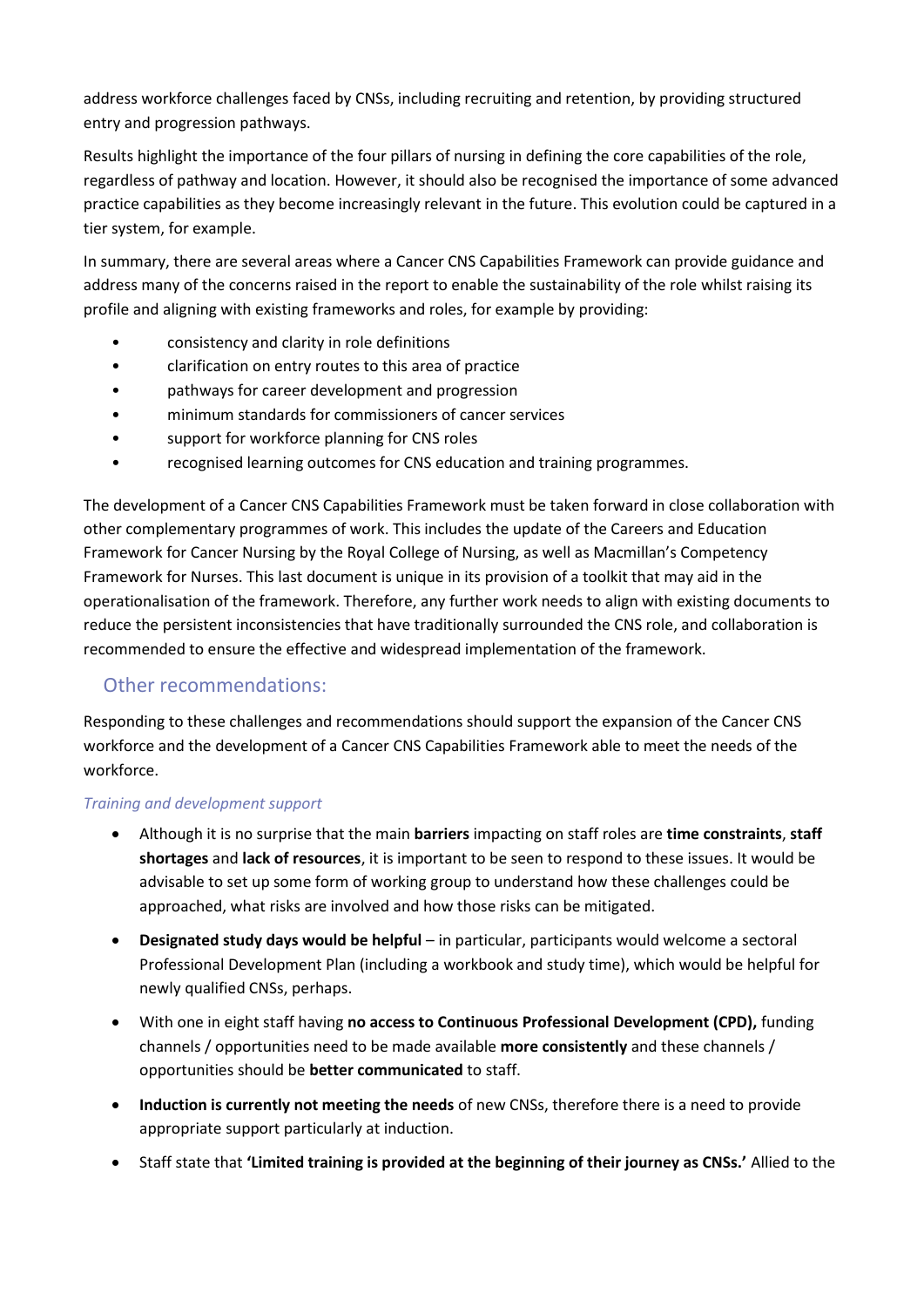address workforce challenges faced by CNSs, including recruiting and retention, by providing structured entry and progression pathways.

Results highlight the importance of the four pillars of nursing in defining the core capabilities of the role, regardless of pathway and location. However, it should also be recognised the importance of some advanced practice capabilities as they become increasingly relevant in the future. This evolution could be captured in a tier system, for example.

In summary, there are several areas where a Cancer CNS Capabilities Framework can provide guidance and address many of the concerns raised in the report to enable the sustainability of the role whilst raising its profile and aligning with existing frameworks and roles, for example by providing:

- consistency and clarity in role definitions
- clarification on entry routes to this area of practice
- pathways for career development and progression
- minimum standards for commissioners of cancer services
- support for workforce planning for CNS roles
- recognised learning outcomes for CNS education and training programmes.

The development of a Cancer CNS Capabilities Framework must be taken forward in close collaboration with other complementary programmes of work. This includes the update of the Careers and Education Framework for Cancer Nursing by the Royal College of Nursing, as well as Macmillan's Competency Framework for Nurses. This last document is unique in its provision of a toolkit that may aid in the operationalisation of the framework. Therefore, any further work needs to align with existing documents to reduce the persistent inconsistencies that have traditionally surrounded the CNS role, and collaboration is recommended to ensure the effective and widespread implementation of the framework.

## Other recommendations:

Responding to these challenges and recommendations should support the expansion of the Cancer CNS workforce and the development of a Cancer CNS Capabilities Framework able to meet the needs of the workforce.

### *Training and development support*

- Although it is no surprise that the main **barriers** impacting on staff roles are **time constraints**, **staff shortages** and **lack of resources**, it is important to be seen to respond to these issues. It would be advisable to set up some form of working group to understand how these challenges could be approached, what risks are involved and how those risks can be mitigated.
- **Designated study days would be helpful** – in particular, participants would welcome a sectoral Professional Development Plan (including a workbook and study time), which would be helpful for newly qualified CNSs, perhaps.
- With one in eight staff having **no access to Continuous Professional Development (CPD),** funding channels / opportunities need to be made available **more consistently** and these channels / opportunities should be **better communicated** to staff.
- **Induction is currently not meeting the needs** of new CNSs, therefore there is a need to provide appropriate support particularly at induction.
- Staff state that **'Limited training is provided at the beginning of their journey as CNSs.'** Allied to the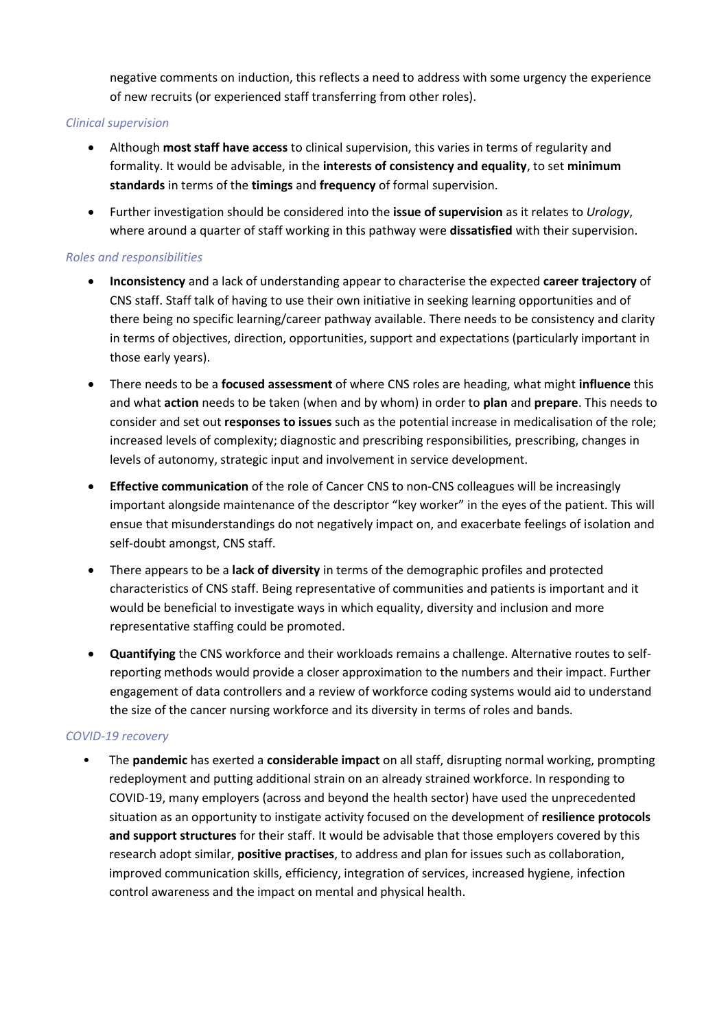negative comments on induction, this reflects a need to address with some urgency the experience of new recruits (or experienced staff transferring from other roles).

*Clinical supervision*

- Although **most staff have access** to clinical supervision, this varies in terms of regularity and formality. It would be advisable, in the **interests of consistency and equality**, to set **minimum standards** in terms of the **timings** and **frequency** of formal supervision.
- Further investigation should be considered into the **issue of supervision** as it relates to *Urology*, where around a quarter of staff working in this pathway were **dissatisfied** with their supervision.

*Roles and responsibilities*

- **Inconsistency** and a lack of understanding appear to characterise the expected **career trajectory** of CNS staff. Staff talk of having to use their own initiative in seeking learning opportunities and of there being no specific learning/career pathway available. There needs to be consistency and clarity in terms of objectives, direction, opportunities, support and expectations (particularly important in those early years).
- There needs to be a **focused assessment** of where CNS roles are heading, what might **influence** this and what **action** needs to be taken (when and by whom) in order to **plan** and **prepare**. This needs to consider and set out **responses to issues** such as the potential increase in medicalisation of the role; increased levels of complexity; diagnostic and prescribing responsibilities, prescribing, changes in levels of autonomy, strategic input and involvement in service development.
- **Effective communication** of the role of Cancer CNS to non-CNS colleagues will be increasingly important alongside maintenance of the descriptor "key worker" in the eyes of the patient. This will ensue that misunderstandings do not negatively impact on, and exacerbate feelings of isolation and self-doubt amongst, CNS staff.
- There appears to be a **lack of diversity** in terms of the demographic profiles and protected characteristics of CNS staff. Being representative of communities and patients is important and it would be beneficial to investigate ways in which equality, diversity and inclusion and more representative staffing could be promoted.
- **Quantifying** the CNS workforce and their workloads remains a challenge. Alternative routes to self-reporting methods would provide a closer approximation to the numbers and their impact. Further engagement of data controllers and a review of workforce coding systems would aid to understand the size of the cancer nursing workforce and its diversity in terms of roles and bands.

*COVID-19 recovery*

- The **pandemic** has exerted a **considerable impact** on all staff, disrupting normal working, prompting redeployment and putting additional strain on an already strained workforce. In responding to COVID-19, many employers (across and beyond the health sector) have used the unprecedented situation as an opportunity to instigate activity focused on the development of **resilience protocols and support structures** for their staff. It would be advisable that those employers covered by this research adopt similar, **positive practises**, to address and plan for issues such as collaboration, improved communication skills, efficiency, integration of services, increased hygiene, infection control awareness and the impact on mental and physical health.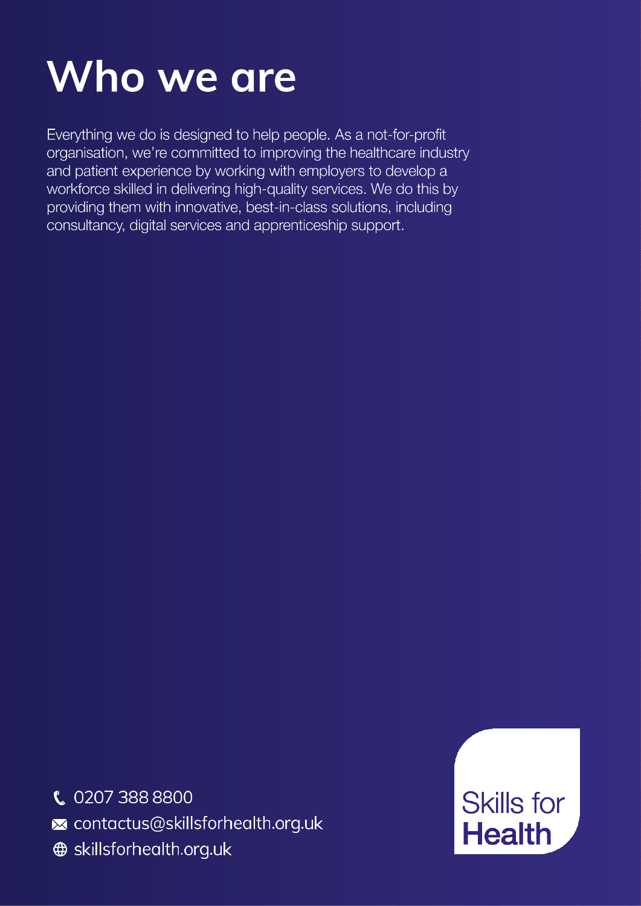# Who we are

Everything we do is designed to help people. As a not-for-profit organisation, we're committed to improving the healthcare industry and patient experience by working with employers to develop a workforce skilled in delivering high-quality services. We do this by providing them with innovative, best-in-class solutions, including consultancy, digital services and apprenticeship support.

0207 388 8800

contactus@skillsforhealth.org.uk

skillsforhealth.org.uk

Skills for **Health**